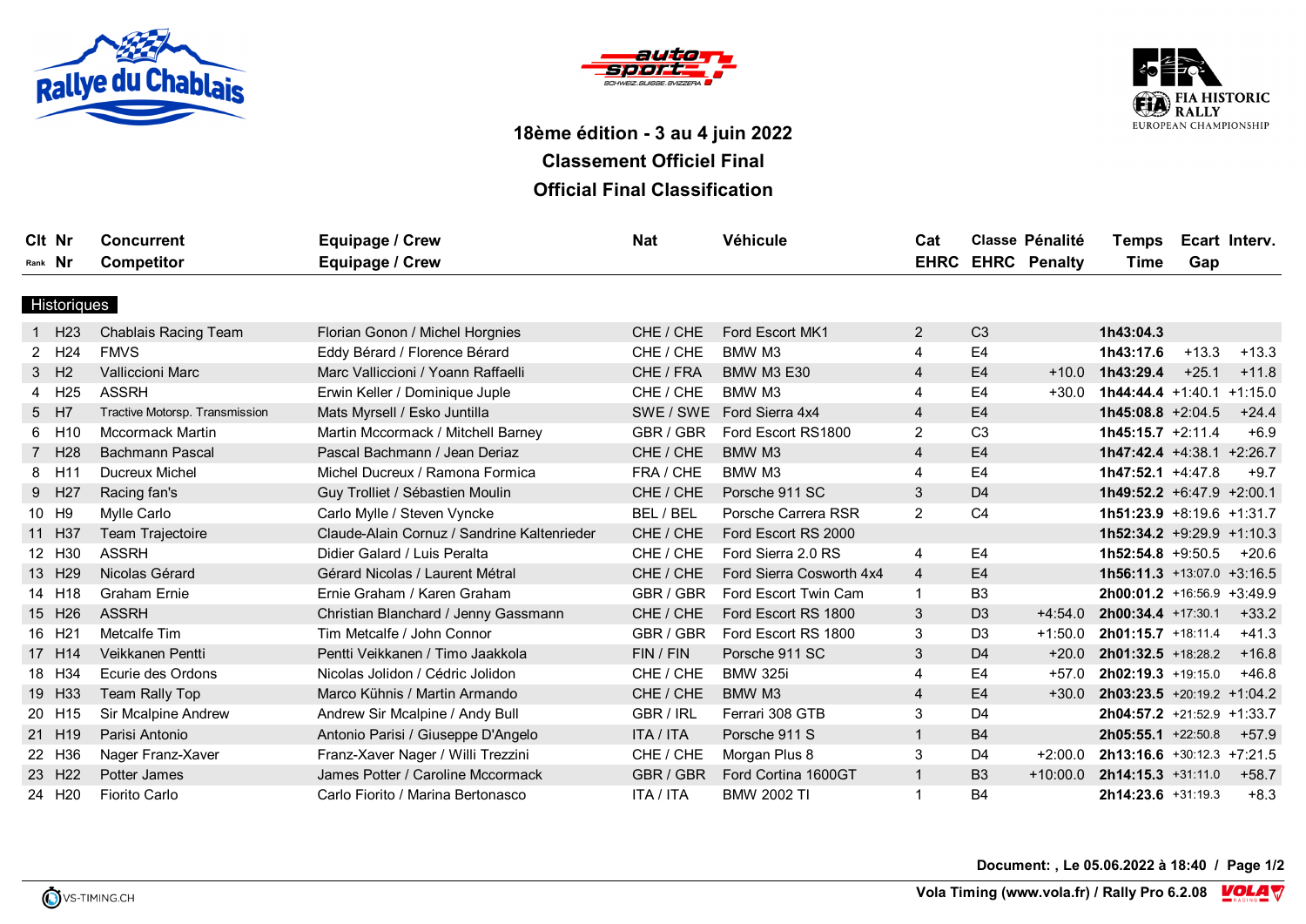Rallye du Chablais

auto sport SCHWEIZ.SUISSE.SVIZZERA

FIA HISTORIC RALLY EUROPEAN CHAMPIONSHIP

## 18ème édition - 3 au 4 juin 2022

## Classement Officiel Final

## Official Final Classification

**Historiques**

| Clt Rank | Nr | Concurrent / Competitor | Equipage / Crew | Nat | Véhicule | Cat EHRC | Classe EHRC | Pénalité Penalty | Temps Time | Ecart Gap | Interv. |
|---|---|---|---|---|---|---|---|---|---|---|---|
| 1 | H23 | Chablais Racing Team | Florian Gonon / Michel Horgnies | CHE / CHE | Ford Escort MK1 | 2 | C3 | | **1h43:04.3** | | |
| 2 | H24 | FMVS | Eddy Bérard / Florence Bérard | CHE / CHE | BMW M3 | 4 | E4 | | **1h43:17.6** | +13.3 | +13.3 |
| 3 | H2 | Valliccioni Marc | Marc Vallliccioni / Yoann Raffaelli | CHE / FRA | BMW M3 E30 | 4 | E4 | +10.0 | **1h43:29.4** | +25.1 | +11.8 |
| 4 | H25 | ASSRH | Erwin Keller / Dominique Juple | CHE / CHE | BMW M3 | 4 | E4 | +30.0 | **1h44:44.4** | +1:40.1 | +1:15.0 |
| 5 | H7 | Tractive Motorsp. Transmission | Mats Myrsell / Esko Juntilla | SWE / SWE | Ford Sierra 4x4 | 4 | E4 | | **1h45:08.8** | +2:04.5 | +24.4 |
| 6 | H10 | Mccormack Martin | Martin Mccormack / Mitchell Barney | GBR / GBR | Ford Escort RS1800 | 2 | C3 | | **1h45:15.7** | +2:11.4 | +6.9 |
| 7 | H28 | Bachmann Pascal | Pascal Bachmann / Jean Deriaz | CHE / CHE | BMW M3 | 4 | E4 | | **1h47:42.4** | +4:38.1 | +2:26.7 |
| 8 | H11 | Ducreux Michel | Michel Ducreux / Ramona Formica | FRA / CHE | BMW M3 | 4 | E4 | | **1h47:52.1** | +4:47.8 | +9.7 |
| 9 | H27 | Racing fan's | Guy Trolliet / Sébastien Moulin | CHE / CHE | Porsche 911 SC | 3 | D4 | | **1h49:52.2** | +6:47.9 | +2:00.1 |
| 10 | H9 | Mylle Carlo | Carlo Mylle / Steven Vyncke | BEL / BEL | Porsche Carrera RSR | 2 | C4 | | **1h51:23.9** | +8:19.6 | +1:31.7 |
| 11 | H37 | Team Trajectoire | Claude-Alain Cornuz / Sandrine Kaltenrieder | CHE / CHE | Ford Escort RS 2000 | | | | **1h52:34.2** | +9:29.9 | +1:10.3 |
| 12 | H30 | ASSRH | Didier Galard / Luis Peralta | CHE / CHE | Ford Sierra 2.0 RS | 4 | E4 | | **1h52:54.8** | +9:50.5 | +20.6 |
| 13 | H29 | Nicolas Gérard | Gérard Nicolas / Laurent Métral | CHE / CHE | Ford Sierra Cosworth 4x4 | 4 | E4 | | **1h56:11.3** | +13:07.0 | +3:16.5 |
| 14 | H18 | Graham Ernie | Ernie Graham / Karen Graham | GBR / GBR | Ford Escort Twin Cam | 1 | B3 | | **2h00:01.2** | +16:56.9 | +3:49.9 |
| 15 | H26 | ASSRH | Christian Blanchard / Jenny Gassmann | CHE / CHE | Ford Escort RS 1800 | 3 | D3 | +4:54.0 | **2h00:34.4** | +17:30.1 | +33.2 |
| 16 | H21 | Metcalfe Tim | Tim Metcalfe / John Connor | GBR / GBR | Ford Escort RS 1800 | 3 | D3 | +1:50.0 | **2h01:15.7** | +18:11.4 | +41.3 |
| 17 | H14 | Veikkanen Pentti | Pentti Veikkanen / Timo Jaakkola | FIN / FIN | Porsche 911 SC | 3 | D4 | +20.0 | **2h01:32.5** | +18:28.2 | +16.8 |
| 18 | H34 | Ecurie des Ordons | Nicolas Jolidon / Cédric Jolidon | CHE / CHE | BMW 325i | 4 | E4 | +57.0 | **2h02:19.3** | +19:15.0 | +46.8 |
| 19 | H33 | Team Rally Top | Marco Kühnis / Martin Armando | CHE / CHE | BMW M3 | 4 | E4 | +30.0 | **2h03:23.5** | +20:19.2 | +1:04.2 |
| 20 | H15 | Sir Mcalpine Andrew | Andrew Sir Mcalpine / Andy Bull | GBR / IRL | Ferrari 308 GTB | 3 | D4 | | **2h04:57.2** | +21:52.9 | +1:33.7 |
| 21 | H19 | Parisi Antonio | Antonio Parisi / Giuseppe D'Angelo | ITA / ITA | Porsche 911 S | 1 | B4 | | **2h05:55.1** | +22:50.8 | +57.9 |
| 22 | H36 | Nager Franz-Xaver | Franz-Xaver Nager / Willi Trezzini | CHE / CHE | Morgan Plus 8 | 3 | D4 | +2:00.0 | **2h13:16.6** | +30:12.3 | +7:21.5 |
| 23 | H22 | Potter James | James Potter / Caroline Mccormack | GBR / GBR | Ford Cortina 1600GT | 1 | B3 | +10:00.0 | **2h14:15.3** | +31:11.0 | +58.7 |
| 24 | H20 | Fiorito Carlo | Carlo Fiorito / Marina Bertonasco | ITA / ITA | BMW 2002 TI | 1 | B4 | | **2h14:23.6** | +31:19.3 | +8.3 |

**Document: , Le 05.06.2022 à 18:40**

VS-TIMING.CH

**Vola Timing (www.vola.fr) / Rally Pro 6.2.08**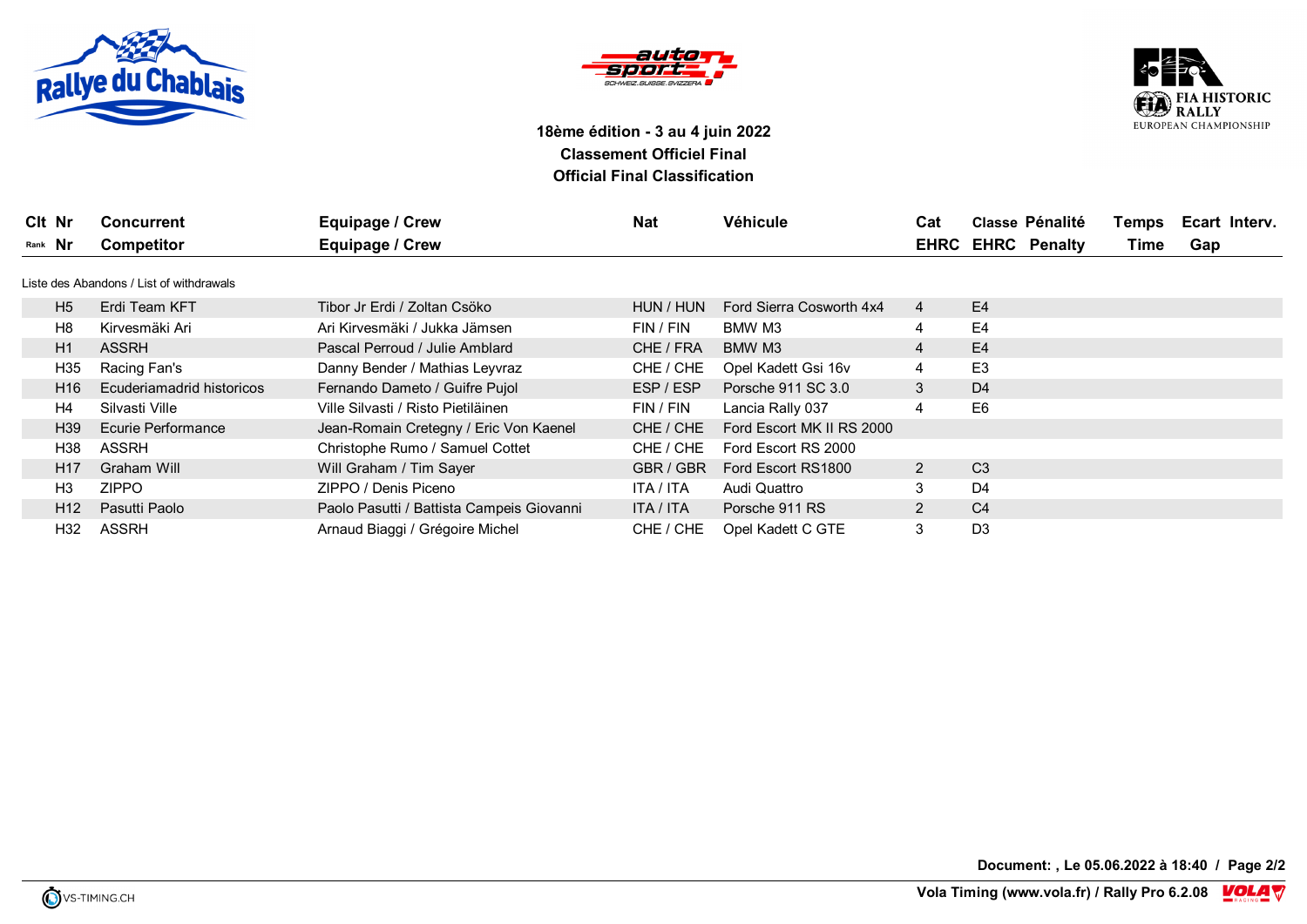**18ème édition - 3 au 4 juin 2022**
**Classement Officiel Final**
**Official Final Classification**

Liste des Abandons / List of withdrawals

| Clt Rank | Nr | Concurrent Competitor | Equipage / Crew | Nat | Véhicule | Cat EHRC | Classe EHRC | Pénalité Penalty | Temps Time | Ecart Gap | Interv. |
|---|---|---|---|---|---|---|---|---|---|---|---|
| | H5 | Erdi Team KFT | Tibor Jr Erdi / Zoltan Csöko | HUN / HUN | Ford Sierra Cosworth 4x4 | 4 | E4 | | | | |
| | H8 | Kirvesmäki Ari | Ari Kirvesmäki / Jukka Jämsen | FIN / FIN | BMW M3 | 4 | E4 | | | | |
| | H1 | ASSRH | Pascal Perroud / Julie Amblard | CHE / FRA | BMW M3 | 4 | E4 | | | | |
| | H35 | Racing Fan's | Danny Bender / Mathias Leyvraz | CHE / CHE | Opel Kadett Gsi 16v | 4 | E3 | | | | |
| | H16 | Ecuderiamadrid historicos | Fernando Dameto / Guifre Pujol | ESP / ESP | Porsche 911 SC 3.0 | 3 | D4 | | | | |
| | H4 | Silvasti Ville | Ville Silvasti / Risto Pietiläinen | FIN / FIN | Lancia Rally 037 | 4 | E6 | | | | |
| | H39 | Ecurie Performance | Jean-Romain Cretegny / Eric Von Kaenel | CHE / CHE | Ford Escort MK II RS 2000 | | | | | | |
| | H38 | ASSRH | Christophe Rumo / Samuel Cottet | CHE / CHE | Ford Escort RS 2000 | | | | | | |
| | H17 | Graham Will | Will Graham / Tim Sayer | GBR / GBR | Ford Escort RS1800 | 2 | C3 | | | | |
| | H3 | ZIPPO | ZIPPO / Denis Piceno | ITA / ITA | Audi Quattro | 3 | D4 | | | | |
| | H12 | Pasutti Paolo | Paolo Pasutti / Battista Campeis Giovanni | ITA / ITA | Porsche 911 RS | 2 | C4 | | | | |
| | H32 | ASSRH | Arnaud Biaggi / Grégoire Michel | CHE / CHE | Opel Kadett C GTE | 3 | D3 | | | | |

**Document: , Le 05.06.2022 à 18:40**

VS-TIMING.CH

**Vola Timing (www.vola.fr) / Rally Pro 6.2.08**